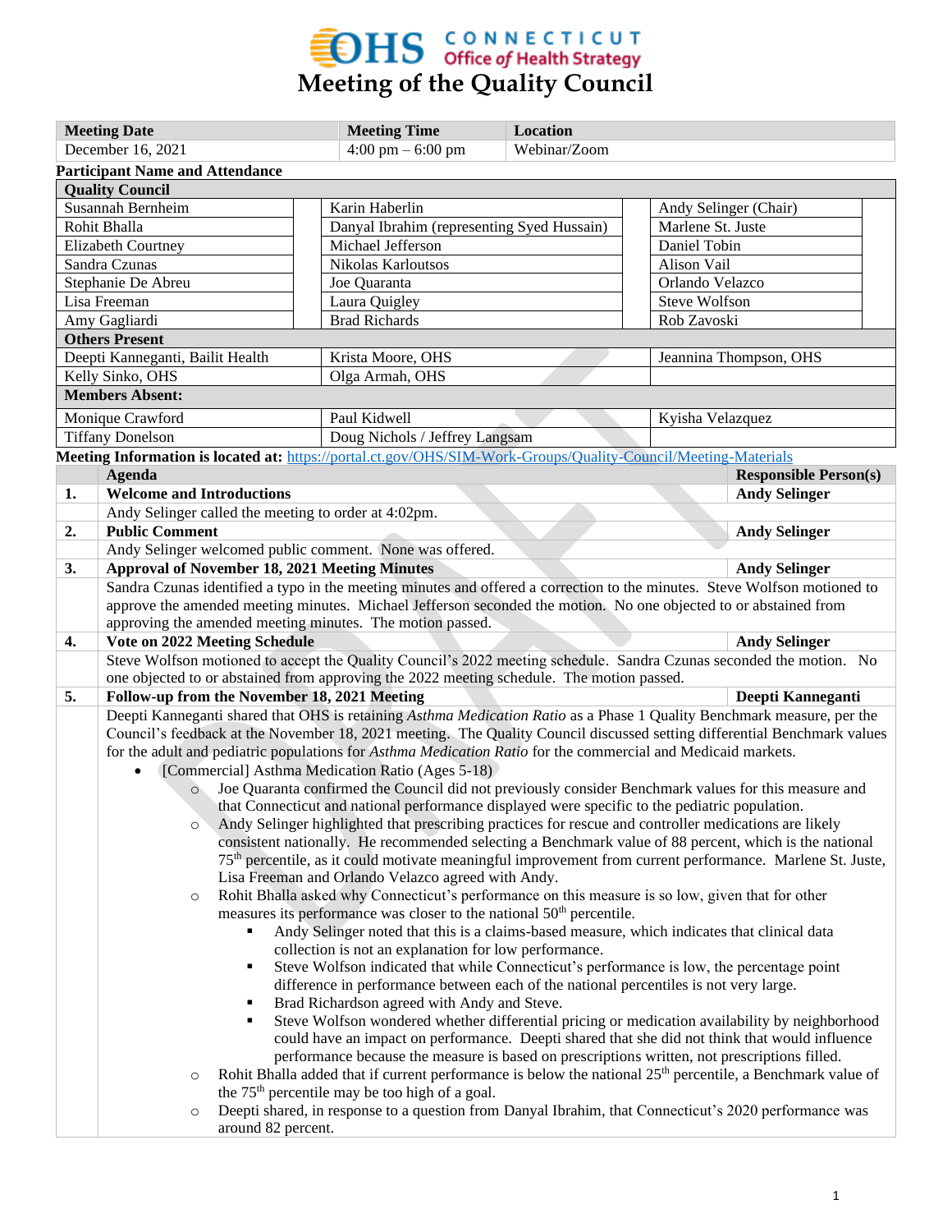# Meeting of the Quality Council

| Meeting Date | Meeting Time | Location |
| --- | --- | --- |
| December 16, 2021 | 4:00 pm – 6:00 pm | Webinar/Zoom |

**Participant Name and Attendance**

| Quality Council | | |
| --- | --- | --- |
| Susannah Bernheim | Karin Haberlin | Andy Selinger (Chair) |
| Rohit Bhalla | Danyal Ibrahim (representing Syed Hussain) | Marlene St. Juste |
| Elizabeth Courtney | Michael Jefferson | Daniel Tobin |
| Sandra Czunas | Nikolas Karloutsos | Alison Vail |
| Stephanie De Abreu | Joe Quaranta | Orlando Velazco |
| Lisa Freeman | Laura Quigley | Steve Wolfson |
| Amy Gagliardi | Brad Richards | Rob Zavoski |
| **Others Present** | | |
| Deepti Kanneganti, Bailit Health | Krista Moore, OHS | Jeannina Thompson, OHS |
| Kelly Sinko, OHS | Olga Armah, OHS | |
| **Members Absent:** | | |
| Monique Crawford | Paul Kidwell | Kyisha Velazquez |
| Tiffany Donelson | Doug Nichols / Jeffrey Langsam | |

**Meeting Information is located at:** https://portal.ct.gov/OHS/SIM-Work-Groups/Quality-Council/Meeting-Materials

| | Agenda | Responsible Person(s) |
| --- | --- | --- |
| **1.** | **Welcome and Introductions** | **Andy Selinger** |
| | Andy Selinger called the meeting to order at 4:02pm. | |
| **2.** | **Public Comment** | **Andy Selinger** |
| | Andy Selinger welcomed public comment. None was offered. | |
| **3.** | **Approval of November 18, 2021 Meeting Minutes** | **Andy Selinger** |
| | Sandra Czunas identified a typo in the meeting minutes and offered a correction to the minutes. Steve Wolfson motioned to approve the amended meeting minutes. Michael Jefferson seconded the motion. No one objected to or abstained from approving the amended meeting minutes. The motion passed. | |
| **4.** | **Vote on 2022 Meeting Schedule** | **Andy Selinger** |
| | Steve Wolfson motioned to accept the Quality Council's 2022 meeting schedule. Sandra Czunas seconded the motion. No one objected to or abstained from approving the 2022 meeting schedule. The motion passed. | |
| **5.** | **Follow-up from the November 18, 2021 Meeting** | **Deepti Kanneganti** |

Deepti Kanneganti shared that OHS is retaining *Asthma Medication Ratio* as a Phase 1 Quality Benchmark measure, per the Council's feedback at the November 18, 2021 meeting. The Quality Council discussed setting differential Benchmark values for the adult and pediatric populations for *Asthma Medication Ratio* for the commercial and Medicaid markets.

- [Commercial] Asthma Medication Ratio (Ages 5-18)
  - Joe Quaranta confirmed the Council did not previously consider Benchmark values for this measure and that Connecticut and national performance displayed were specific to the pediatric population.
  - Andy Selinger highlighted that prescribing practices for rescue and controller medications are likely consistent nationally. He recommended selecting a Benchmark value of 88 percent, which is the national 75th percentile, as it could motivate meaningful improvement from current performance. Marlene St. Juste, Lisa Freeman and Orlando Velazco agreed with Andy.
  - Rohit Bhalla asked why Connecticut's performance on this measure is so low, given that for other measures its performance was closer to the national 50th percentile.
    - Andy Selinger noted that this is a claims-based measure, which indicates that clinical data collection is not an explanation for low performance.
    - Steve Wolfson indicated that while Connecticut's performance is low, the percentage point difference in performance between each of the national percentiles is not very large.
    - Brad Richardson agreed with Andy and Steve.
    - Steve Wolfson wondered whether differential pricing or medication availability by neighborhood could have an impact on performance. Deepti shared that she did not think that would influence performance because the measure is based on prescriptions written, not prescriptions filled.
  - Rohit Bhalla added that if current performance is below the national 25th percentile, a Benchmark value of the 75th percentile may be too high of a goal.
  - Deepti shared, in response to a question from Danyal Ibrahim, that Connecticut's 2020 performance was around 82 percent.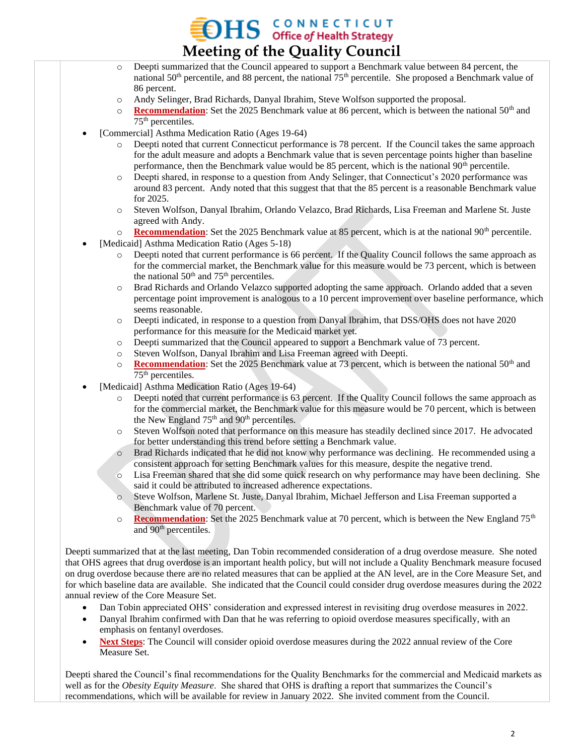- Deepti summarized that the Council appeared to support a Benchmark value between 84 percent, the national 50th percentile, and 88 percent, the national 75th percentile. She proposed a Benchmark value of 86 percent.
    - Andy Selinger, Brad Richards, Danyal Ibrahim, Steve Wolfson supported the proposal.
    - **Recommendation**: Set the 2025 Benchmark value at 86 percent, which is between the national 50th and 75th percentiles.
- [Commercial] Asthma Medication Ratio (Ages 19-64)
    - Deepti noted that current Connecticut performance is 78 percent. If the Council takes the same approach for the adult measure and adopts a Benchmark value that is seven percentage points higher than baseline performance, then the Benchmark value would be 85 percent, which is the national 90th percentile.
    - Deepti shared, in response to a question from Andy Selinger, that Connecticut's 2020 performance was around 83 percent. Andy noted that this suggest that that the 85 percent is a reasonable Benchmark value for 2025.
    - Steven Wolfson, Danyal Ibrahim, Orlando Velazco, Brad Richards, Lisa Freeman and Marlene St. Juste agreed with Andy.
    - **Recommendation**: Set the 2025 Benchmark value at 85 percent, which is at the national 90th percentile.
- [Medicaid] Asthma Medication Ratio (Ages 5-18)
    - Deepti noted that current performance is 66 percent. If the Quality Council follows the same approach as for the commercial market, the Benchmark value for this measure would be 73 percent, which is between the national 50th and 75th percentiles.
    - Brad Richards and Orlando Velazco supported adopting the same approach. Orlando added that a seven percentage point improvement is analogous to a 10 percent improvement over baseline performance, which seems reasonable.
    - Deepti indicated, in response to a question from Danyal Ibrahim, that DSS/OHS does not have 2020 performance for this measure for the Medicaid market yet.
    - Deepti summarized that the Council appeared to support a Benchmark value of 73 percent.
    - Steven Wolfson, Danyal Ibrahim and Lisa Freeman agreed with Deepti.
    - **Recommendation**: Set the 2025 Benchmark value at 73 percent, which is between the national 50th and 75th percentiles.
- [Medicaid] Asthma Medication Ratio (Ages 19-64)
    - Deepti noted that current performance is 63 percent. If the Quality Council follows the same approach as for the commercial market, the Benchmark value for this measure would be 70 percent, which is between the New England 75th and 90th percentiles.
    - Steven Wolfson noted that performance on this measure has steadily declined since 2017. He advocated for better understanding this trend before setting a Benchmark value.
    - Brad Richards indicated that he did not know why performance was declining. He recommended using a consistent approach for setting Benchmark values for this measure, despite the negative trend.
    - Lisa Freeman shared that she did some quick research on why performance may have been declining. She said it could be attributed to increased adherence expectations.
    - Steve Wolfson, Marlene St. Juste, Danyal Ibrahim, Michael Jefferson and Lisa Freeman supported a Benchmark value of 70 percent.
    - **Recommendation**: Set the 2025 Benchmark value at 70 percent, which is between the New England 75th and 90th percentiles.

Deepti summarized that at the last meeting, Dan Tobin recommended consideration of a drug overdose measure. She noted that OHS agrees that drug overdose is an important health policy, but will not include a Quality Benchmark measure focused on drug overdose because there are no related measures that can be applied at the AN level, are in the Core Measure Set, and for which baseline data are available. She indicated that the Council could consider drug overdose measures during the 2022 annual review of the Core Measure Set.

- Dan Tobin appreciated OHS' consideration and expressed interest in revisiting drug overdose measures in 2022.
- Danyal Ibrahim confirmed with Dan that he was referring to opioid overdose measures specifically, with an emphasis on fentanyl overdoses.
- **Next Steps**: The Council will consider opioid overdose measures during the 2022 annual review of the Core Measure Set.

Deepti shared the Council's final recommendations for the Quality Benchmarks for the commercial and Medicaid markets as well as for the *Obesity Equity Measure*. She shared that OHS is drafting a report that summarizes the Council's recommendations, which will be available for review in January 2022. She invited comment from the Council.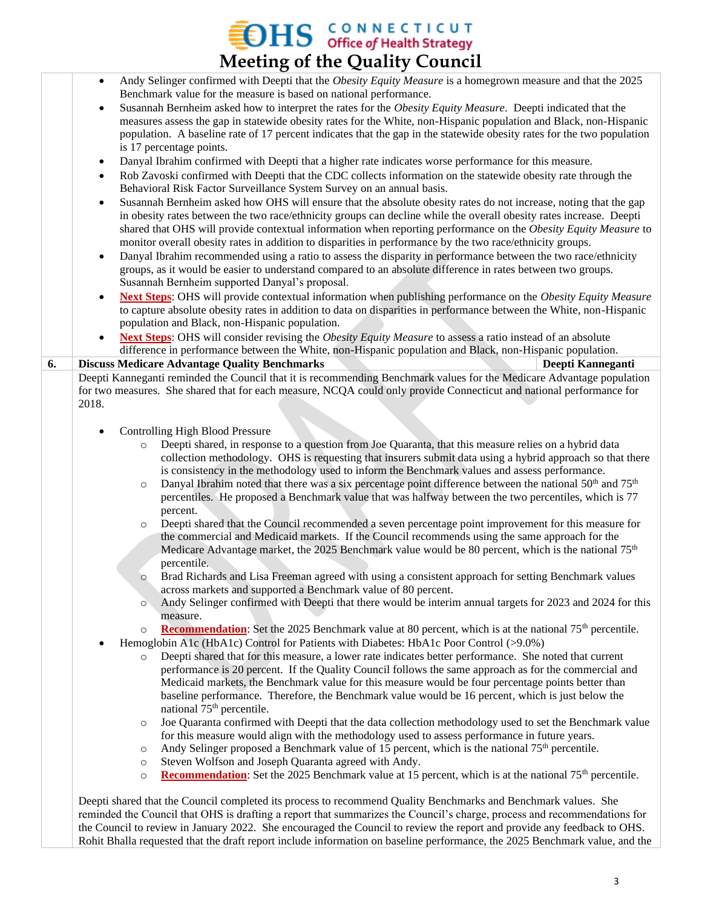- Andy Selinger confirmed with Deepti that the *Obesity Equity Measure* is a homegrown measure and that the 2025 Benchmark value for the measure is based on national performance.
- Susannah Bernheim asked how to interpret the rates for the *Obesity Equity Measure*. Deepti indicated that the measures assess the gap in statewide obesity rates for the White, non-Hispanic population and Black, non-Hispanic population. A baseline rate of 17 percent indicates that the gap in the statewide obesity rates for the two population is 17 percentage points.
- Danyal Ibrahim confirmed with Deepti that a higher rate indicates worse performance for this measure.
- Rob Zavoski confirmed with Deepti that the CDC collects information on the statewide obesity rate through the Behavioral Risk Factor Surveillance System Survey on an annual basis.
- Susannah Bernheim asked how OHS will ensure that the absolute obesity rates do not increase, noting that the gap in obesity rates between the two race/ethnicity groups can decline while the overall obesity rates increase. Deepti shared that OHS will provide contextual information when reporting performance on the *Obesity Equity Measure* to monitor overall obesity rates in addition to disparities in performance by the two race/ethnicity groups.
- Danyal Ibrahim recommended using a ratio to assess the disparity in performance between the two race/ethnicity groups, as it would be easier to understand compared to an absolute difference in rates between two groups. Susannah Bernheim supported Danyal's proposal.
- **Next Steps**: OHS will provide contextual information when publishing performance on the *Obesity Equity Measure* to capture absolute obesity rates in addition to data on disparities in performance between the White, non-Hispanic population and Black, non-Hispanic population.
- **Next Steps**: OHS will consider revising the *Obesity Equity Measure* to assess a ratio instead of an absolute difference in performance between the White, non-Hispanic population and Black, non-Hispanic population.

| 6. | **Discuss Medicare Advantage Quality Benchmarks** | **Deepti Kanneganti** |
|---|---|---|

Deepti Kanneganti reminded the Council that it is recommending Benchmark values for the Medicare Advantage population for two measures. She shared that for each measure, NCQA could only provide Connecticut and national performance for 2018.

- Controlling High Blood Pressure
  - Deepti shared, in response to a question from Joe Quaranta, that this measure relies on a hybrid data collection methodology. OHS is requesting that insurers submit data using a hybrid approach so that there is consistency in the methodology used to inform the Benchmark values and assess performance.
  - Danyal Ibrahim noted that there was a six percentage point difference between the national 50th and 75th percentiles. He proposed a Benchmark value that was halfway between the two percentiles, which is 77 percent.
  - Deepti shared that the Council recommended a seven percentage point improvement for this measure for the commercial and Medicaid markets. If the Council recommends using the same approach for the Medicare Advantage market, the 2025 Benchmark value would be 80 percent, which is the national 75th percentile.
  - Brad Richards and Lisa Freeman agreed with using a consistent approach for setting Benchmark values across markets and supported a Benchmark value of 80 percent.
  - Andy Selinger confirmed with Deepti that there would be interim annual targets for 2023 and 2024 for this measure.
  - **Recommendation**: Set the 2025 Benchmark value at 80 percent, which is at the national 75th percentile.
- Hemoglobin A1c (HbA1c) Control for Patients with Diabetes: HbA1c Poor Control (>9.0%)
  - Deepti shared that for this measure, a lower rate indicates better performance. She noted that current performance is 20 percent. If the Quality Council follows the same approach as for the commercial and Medicaid markets, the Benchmark value for this measure would be four percentage points better than baseline performance. Therefore, the Benchmark value would be 16 percent, which is just below the national 75th percentile.
  - Joe Quaranta confirmed with Deepti that the data collection methodology used to set the Benchmark value for this measure would align with the methodology used to assess performance in future years.
  - Andy Selinger proposed a Benchmark value of 15 percent, which is the national 75th percentile.
  - Steven Wolfson and Joseph Quaranta agreed with Andy.
  - **Recommendation**: Set the 2025 Benchmark value at 15 percent, which is at the national 75th percentile.

Deepti shared that the Council completed its process to recommend Quality Benchmarks and Benchmark values. She reminded the Council that OHS is drafting a report that summarizes the Council's charge, process and recommendations for the Council to review in January 2022. She encouraged the Council to review the report and provide any feedback to OHS. Rohit Bhalla requested that the draft report include information on baseline performance, the 2025 Benchmark value, and the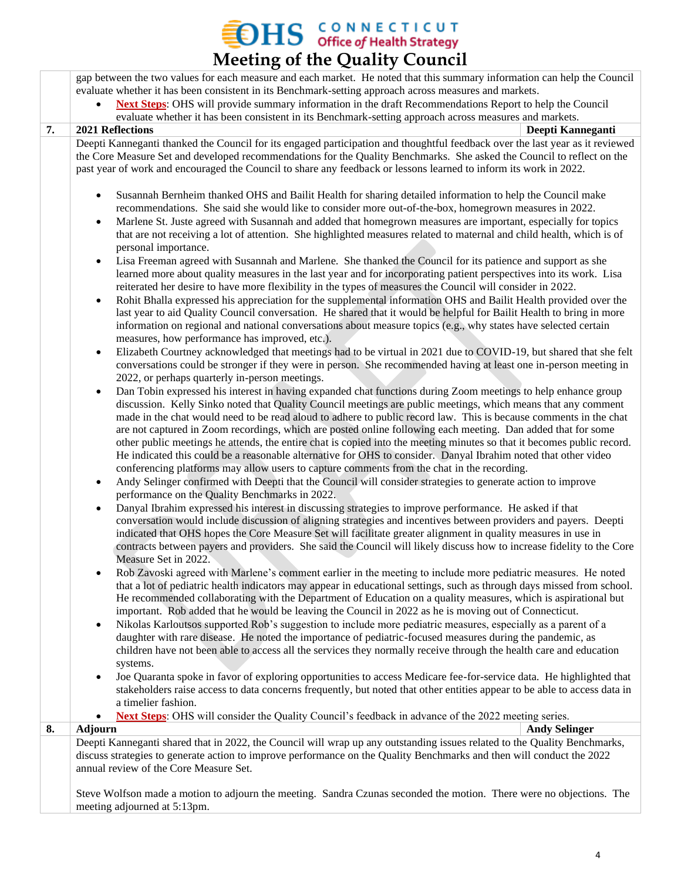gap between the two values for each measure and each market. He noted that this summary information can help the Council evaluate whether it has been consistent in its Benchmark-setting approach across measures and markets.

- **Next Steps**: OHS will provide summary information in the draft Recommendations Report to help the Council evaluate whether it has been consistent in its Benchmark-setting approach across measures and markets.

## 7. 2021 Reflections — Deepti Kanneganti

Deepti Kanneganti thanked the Council for its engaged participation and thoughtful feedback over the last year as it reviewed the Core Measure Set and developed recommendations for the Quality Benchmarks. She asked the Council to reflect on the past year of work and encouraged the Council to share any feedback or lessons learned to inform its work in 2022.

- Susannah Bernheim thanked OHS and Bailit Health for sharing detailed information to help the Council make recommendations. She said she would like to consider more out-of-the-box, homegrown measures in 2022.
- Marlene St. Juste agreed with Susannah and added that homegrown measures are important, especially for topics that are not receiving a lot of attention. She highlighted measures related to maternal and child health, which is of personal importance.
- Lisa Freeman agreed with Susannah and Marlene. She thanked the Council for its patience and support as she learned more about quality measures in the last year and for incorporating patient perspectives into its work. Lisa reiterated her desire to have more flexibility in the types of measures the Council will consider in 2022.
- Rohit Bhalla expressed his appreciation for the supplemental information OHS and Bailit Health provided over the last year to aid Quality Council conversation. He shared that it would be helpful for Bailit Health to bring in more information on regional and national conversations about measure topics (e.g., why states have selected certain measures, how performance has improved, etc.).
- Elizabeth Courtney acknowledged that meetings had to be virtual in 2021 due to COVID-19, but shared that she felt conversations could be stronger if they were in person. She recommended having at least one in-person meeting in 2022, or perhaps quarterly in-person meetings.
- Dan Tobin expressed his interest in having expanded chat functions during Zoom meetings to help enhance group discussion. Kelly Sinko noted that Quality Council meetings are public meetings, which means that any comment made in the chat would need to be read aloud to adhere to public record law. This is because comments in the chat are not captured in Zoom recordings, which are posted online following each meeting. Dan added that for some other public meetings he attends, the entire chat is copied into the meeting minutes so that it becomes public record. He indicated this could be a reasonable alternative for OHS to consider. Danyal Ibrahim noted that other video conferencing platforms may allow users to capture comments from the chat in the recording.
- Andy Selinger confirmed with Deepti that the Council will consider strategies to generate action to improve performance on the Quality Benchmarks in 2022.
- Danyal Ibrahim expressed his interest in discussing strategies to improve performance. He asked if that conversation would include discussion of aligning strategies and incentives between providers and payers. Deepti indicated that OHS hopes the Core Measure Set will facilitate greater alignment in quality measures in use in contracts between payers and providers. She said the Council will likely discuss how to increase fidelity to the Core Measure Set in 2022.
- Rob Zavoski agreed with Marlene's comment earlier in the meeting to include more pediatric measures. He noted that a lot of pediatric health indicators may appear in educational settings, such as through days missed from school. He recommended collaborating with the Department of Education on a quality measures, which is aspirational but important. Rob added that he would be leaving the Council in 2022 as he is moving out of Connecticut.
- Nikolas Karloutsos supported Rob's suggestion to include more pediatric measures, especially as a parent of a daughter with rare disease. He noted the importance of pediatric-focused measures during the pandemic, as children have not been able to access all the services they normally receive through the health care and education systems.
- Joe Quaranta spoke in favor of exploring opportunities to access Medicare fee-for-service data. He highlighted that stakeholders raise access to data concerns frequently, but noted that other entities appear to be able to access data in a timelier fashion.
- **Next Steps**: OHS will consider the Quality Council's feedback in advance of the 2022 meeting series.

## 8. Adjourn — Andy Selinger

Deepti Kanneganti shared that in 2022, the Council will wrap up any outstanding issues related to the Quality Benchmarks, discuss strategies to generate action to improve performance on the Quality Benchmarks and then will conduct the 2022 annual review of the Core Measure Set.

Steve Wolfson made a motion to adjourn the meeting. Sandra Czunas seconded the motion. There were no objections. The meeting adjourned at 5:13pm.